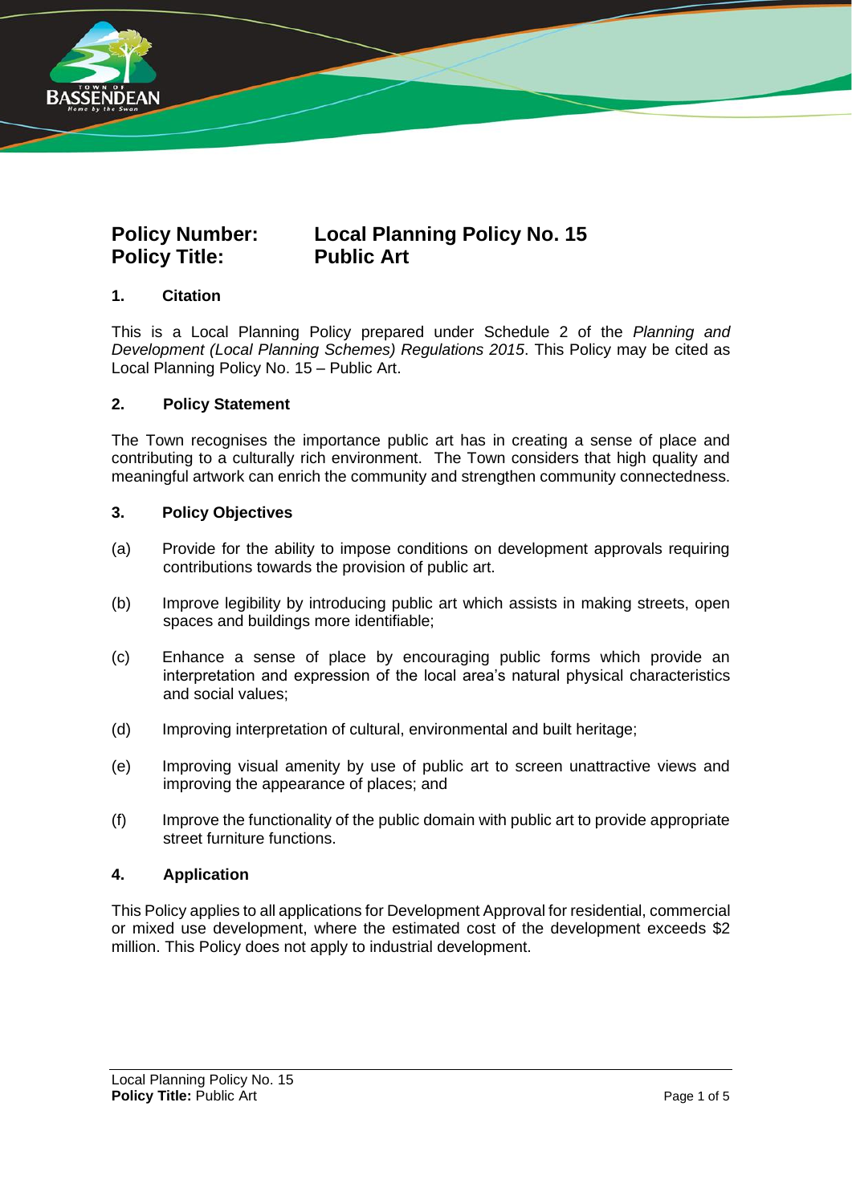**Policy Number:** **Local Planning Policy No. 15**
**Policy Title:** **Public Art**

## 1. Citation

This is a Local Planning Policy prepared under Schedule 2 of the *Planning and Development (Local Planning Schemes) Regulations 2015*. This Policy may be cited as Local Planning Policy No. 15 – Public Art.

## 2. Policy Statement

The Town recognises the importance public art has in creating a sense of place and contributing to a culturally rich environment. The Town considers that high quality and meaningful artwork can enrich the community and strengthen community connectedness.

## 3. Policy Objectives

(a) Provide for the ability to impose conditions on development approvals requiring contributions towards the provision of public art.

(b) Improve legibility by introducing public art which assists in making streets, open spaces and buildings more identifiable;

(c) Enhance a sense of place by encouraging public forms which provide an interpretation and expression of the local area's natural physical characteristics and social values;

(d) Improving interpretation of cultural, environmental and built heritage;

(e) Improving visual amenity by use of public art to screen unattractive views and improving the appearance of places; and

(f) Improve the functionality of the public domain with public art to provide appropriate street furniture functions.

## 4. Application

This Policy applies to all applications for Development Approval for residential, commercial or mixed use development, where the estimated cost of the development exceeds $2 million. This Policy does not apply to industrial development.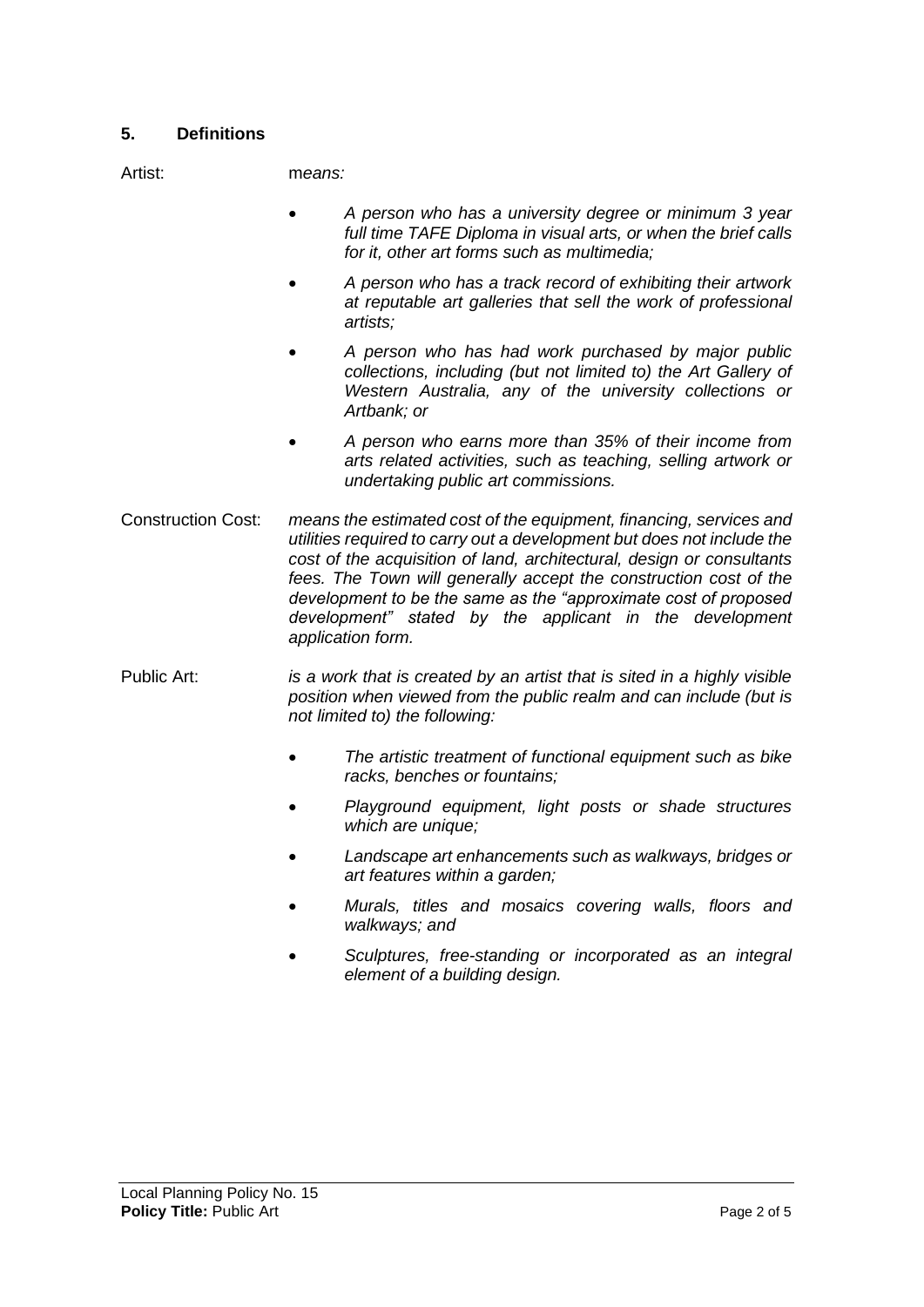## 5. Definitions

Artist: m*eans:*

- *A person who has a university degree or minimum 3 year full time TAFE Diploma in visual arts, or when the brief calls for it, other art forms such as multimedia;*
- *A person who has a track record of exhibiting their artwork at reputable art galleries that sell the work of professional artists;*
- *A person who has had work purchased by major public collections, including (but not limited to) the Art Gallery of Western Australia, any of the university collections or Artbank; or*
- *A person who earns more than 35% of their income from arts related activities, such as teaching, selling artwork or undertaking public art commissions.*

Construction Cost: *means the estimated cost of the equipment, financing, services and utilities required to carry out a development but does not include the cost of the acquisition of land, architectural, design or consultants fees. The Town will generally accept the construction cost of the development to be the same as the "approximate cost of proposed development" stated by the applicant in the development application form.*

Public Art: *is a work that is created by an artist that is sited in a highly visible position when viewed from the public realm and can include (but is not limited to) the following:*

- *The artistic treatment of functional equipment such as bike racks, benches or fountains;*
- *Playground equipment, light posts or shade structures which are unique;*
- *Landscape art enhancements such as walkways, bridges or art features within a garden;*
- *Murals, titles and mosaics covering walls, floors and walkways; and*
- *Sculptures, free-standing or incorporated as an integral element of a building design.*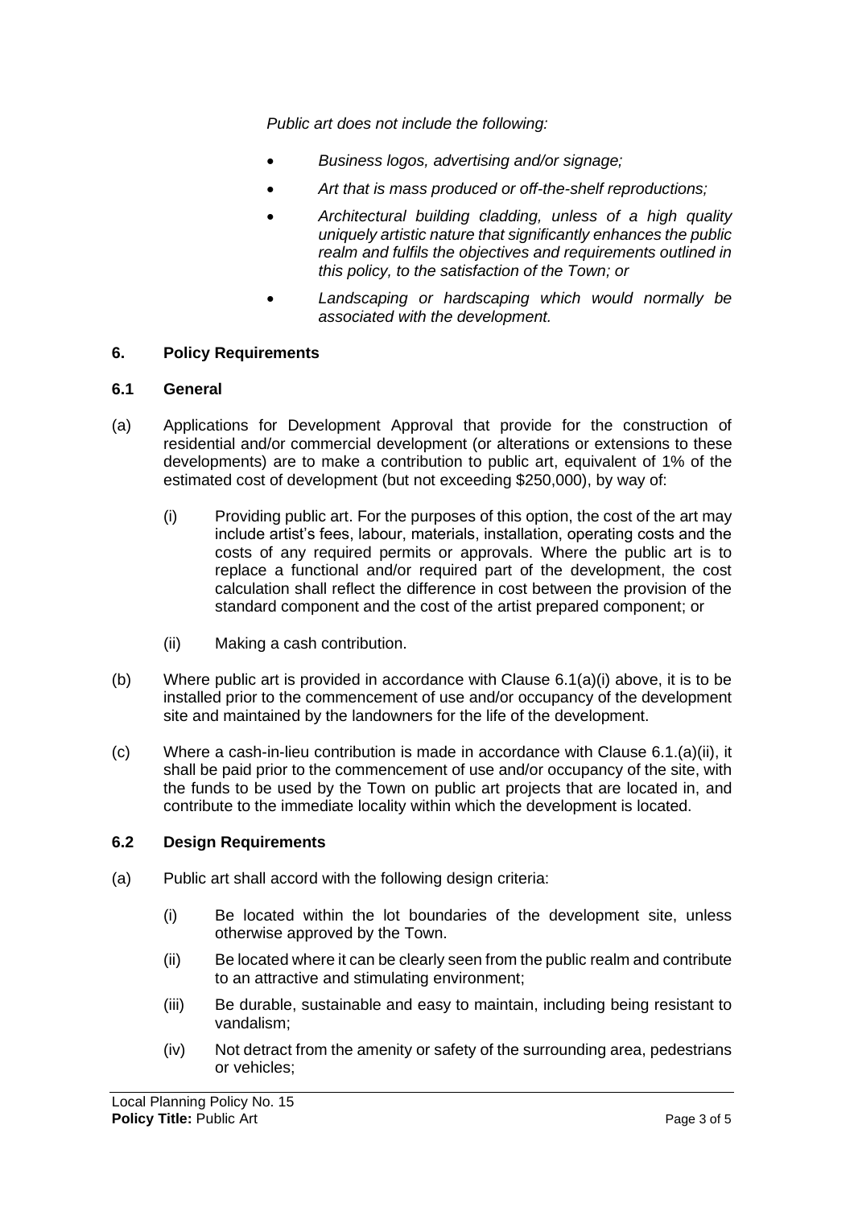*Public art does not include the following:*

- *Business logos, advertising and/or signage;*
- *Art that is mass produced or off-the-shelf reproductions;*
- *Architectural building cladding, unless of a high quality uniquely artistic nature that significantly enhances the public realm and fulfils the objectives and requirements outlined in this policy, to the satisfaction of the Town; or*
- *Landscaping or hardscaping which would normally be associated with the development.*

## 6. Policy Requirements

### 6.1 General

(a) Applications for Development Approval that provide for the construction of residential and/or commercial development (or alterations or extensions to these developments) are to make a contribution to public art, equivalent of 1% of the estimated cost of development (but not exceeding $250,000), by way of:

  (i) Providing public art. For the purposes of this option, the cost of the art may include artist's fees, labour, materials, installation, operating costs and the costs of any required permits or approvals. Where the public art is to replace a functional and/or required part of the development, the cost calculation shall reflect the difference in cost between the provision of the standard component and the cost of the artist prepared component; or

  (ii) Making a cash contribution.

(b) Where public art is provided in accordance with Clause 6.1(a)(i) above, it is to be installed prior to the commencement of use and/or occupancy of the development site and maintained by the landowners for the life of the development.

(c) Where a cash-in-lieu contribution is made in accordance with Clause 6.1.(a)(ii), it shall be paid prior to the commencement of use and/or occupancy of the site, with the funds to be used by the Town on public art projects that are located in, and contribute to the immediate locality within which the development is located.

### 6.2 Design Requirements

(a) Public art shall accord with the following design criteria:

  (i) Be located within the lot boundaries of the development site, unless otherwise approved by the Town.

  (ii) Be located where it can be clearly seen from the public realm and contribute to an attractive and stimulating environment;

  (iii) Be durable, sustainable and easy to maintain, including being resistant to vandalism;

  (iv) Not detract from the amenity or safety of the surrounding area, pedestrians or vehicles;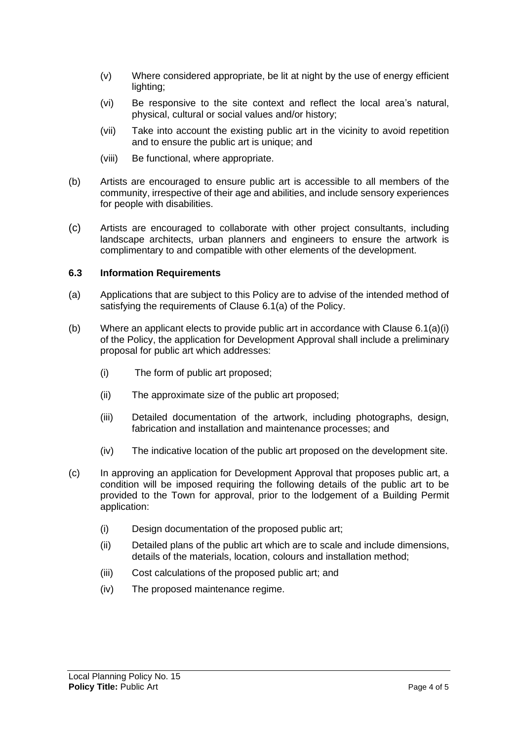(v) Where considered appropriate, be lit at night by the use of energy efficient lighting;

(vi) Be responsive to the site context and reflect the local area's natural, physical, cultural or social values and/or history;

(vii) Take into account the existing public art in the vicinity to avoid repetition and to ensure the public art is unique; and

(viii) Be functional, where appropriate.

(b) Artists are encouraged to ensure public art is accessible to all members of the community, irrespective of their age and abilities, and include sensory experiences for people with disabilities.

(c) Artists are encouraged to collaborate with other project consultants, including landscape architects, urban planners and engineers to ensure the artwork is complimentary to and compatible with other elements of the development.

### 6.3 Information Requirements

(a) Applications that are subject to this Policy are to advise of the intended method of satisfying the requirements of Clause 6.1(a) of the Policy.

(b) Where an applicant elects to provide public art in accordance with Clause 6.1(a)(i) of the Policy, the application for Development Approval shall include a preliminary proposal for public art which addresses:

(i) The form of public art proposed;

(ii) The approximate size of the public art proposed;

(iii) Detailed documentation of the artwork, including photographs, design, fabrication and installation and maintenance processes; and

(iv) The indicative location of the public art proposed on the development site.

(c) In approving an application for Development Approval that proposes public art, a condition will be imposed requiring the following details of the public art to be provided to the Town for approval, prior to the lodgement of a Building Permit application:

(i) Design documentation of the proposed public art;

(ii) Detailed plans of the public art which are to scale and include dimensions, details of the materials, location, colours and installation method;

(iii) Cost calculations of the proposed public art; and

(iv) The proposed maintenance regime.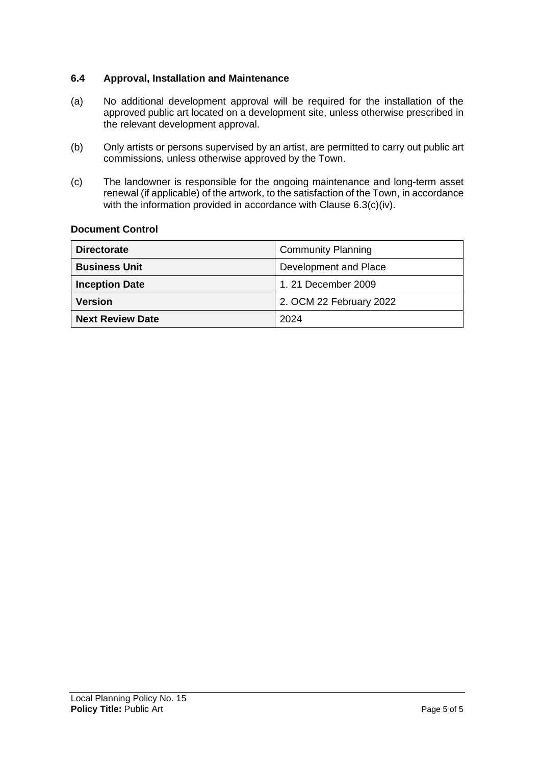### 6.4 Approval, Installation and Maintenance

(a) No additional development approval will be required for the installation of the approved public art located on a development site, unless otherwise prescribed in the relevant development approval.

(b) Only artists or persons supervised by an artist, are permitted to carry out public art commissions, unless otherwise approved by the Town.

(c) The landowner is responsible for the ongoing maintenance and long-term asset renewal (if applicable) of the artwork, to the satisfaction of the Town, in accordance with the information provided in accordance with Clause 6.3(c)(iv).

**Document Control**

| | |
|---|---|
| **Directorate** | Community Planning |
| **Business Unit** | Development and Place |
| **Inception Date** | 1. 21 December 2009 |
| **Version** | 2. OCM 22 February 2022 |
| **Next Review Date** | 2024 |